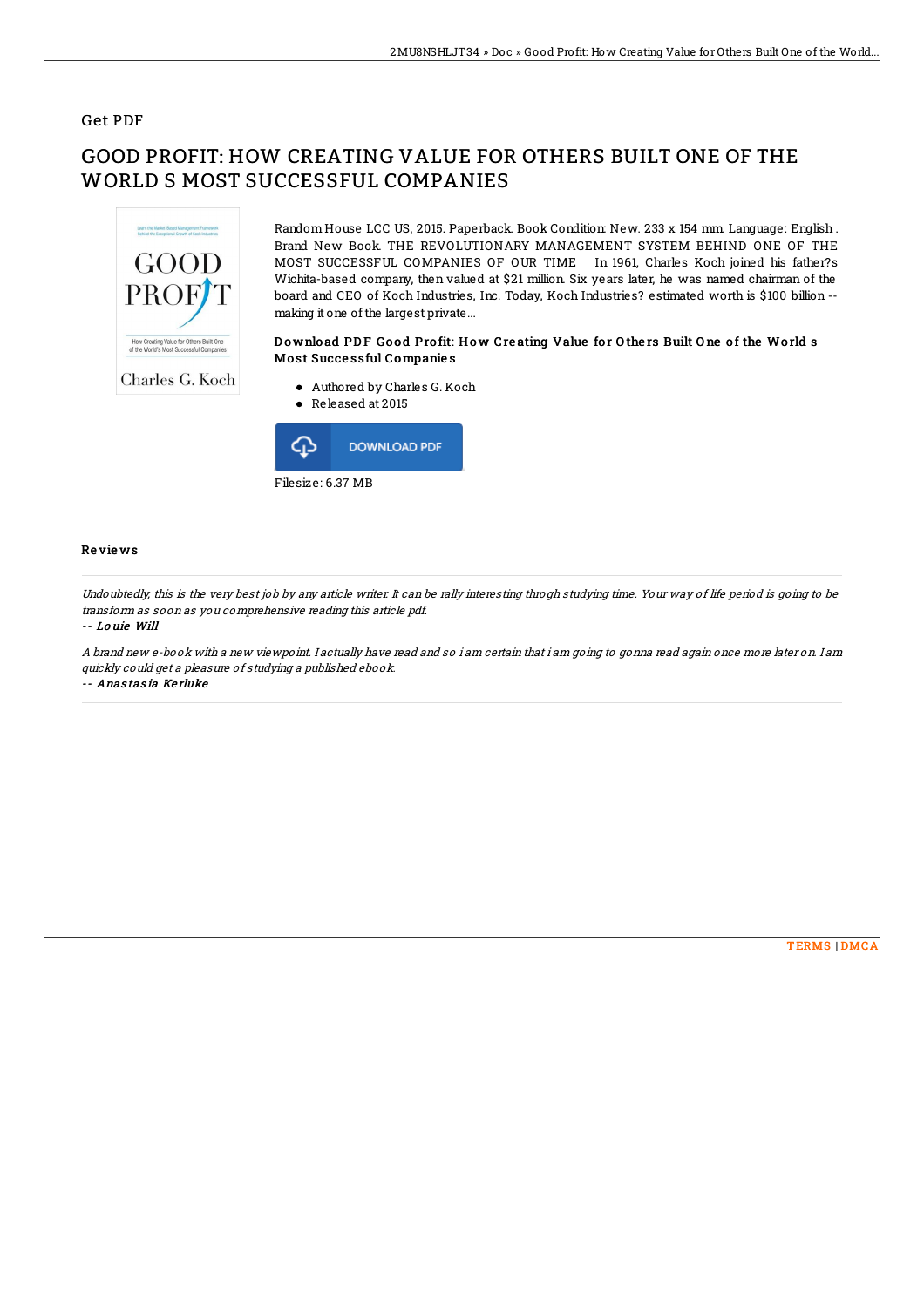Get PDF

# GOOD PROFIT: HOW CREATING VALUE FOR OTHERS BUILT ONE OF THE WORLD S MOST SUCCESSFUL COMPANIES

Random House LCC US, 2015. Paperback. Book Condition: New. 233 x 154 mm. Language: English . Brand New Book. THE REVOLUTIONARY MANAGEMENT SYSTEM BEHIND ONE OF THE MOST SUCCESSFUL COMPANIES OF OUR TIME In 1961, Charles Koch joined his father?s Wichita-based company, then valued at $21 million. Six years later, he was named chairman of the board and CEO of Koch Industries, Inc. Today, Koch Industries? estimated worth is $100 billion -- making it one of the largest private...

### Download PDF Good Profit: How Creating Value for Others Built One of the World s Most Successful Companies

- Authored by Charles G. Koch
- Released at 2015

DOWNLOAD PDF

Filesize: 6.37 MB

## Reviews

*Undoubtedly, this is the very best job by any article writer. It can be rally interesting throgh studying time. Your way of life period is going to be transform as soon as you comprehensive reading this article pdf.*

*-- Louie Will*

*A brand new e-book with a new viewpoint. I actually have read and so i am certain that i am going to gonna read again once more later on. I am quickly could get a pleasure of studying a published ebook.*

*-- Anastasia Kerluke*

TERMS | DMCA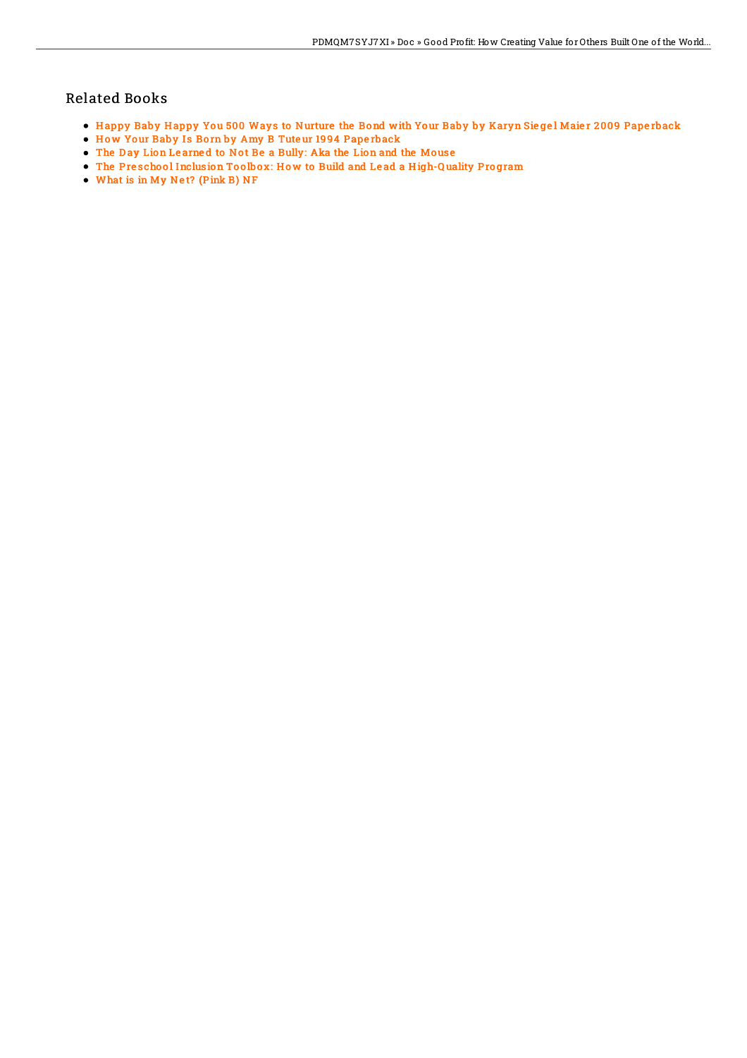## Related Books

- Happy Baby Happy You 500 Ways to Nurture the Bond with Your Baby by Karyn Siegel Maier 2009 Paperback
- How Your Baby Is Born by Amy B Tuteur 1994 Paperback
- The Day Lion Learned to Not Be a Bully: Aka the Lion and the Mouse
- The Preschool Inclusion Toolbox: How to Build and Lead a High-Quality Program
- What is in My Net? (Pink B) NF